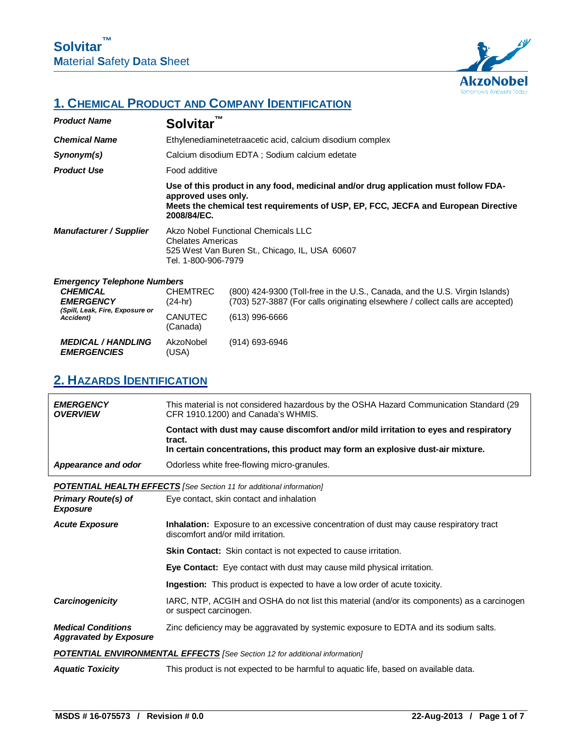# Solvitar™

## Material Safety Data Sheet

## 1. CHEMICAL PRODUCT AND COMPANY IDENTIFICATION

| | |
|---|---|
| ***Product Name*** | **Solvitar™** |
| ***Chemical Name*** | Ethylenediaminetetraacetic acid, calcium disodium complex |
| ***Synonym(s)*** | Calcium disodium EDTA ; Sodium calcium edetate |
| ***Product Use*** | Food additive |
| | **Use of this product in any food, medicinal and/or drug application must follow FDA-approved uses only.** **Meets the chemical test requirements of USP, EP, FCC, JECFA and European Directive 2008/84/EC.** |
| ***Manufacturer / Supplier*** | Akzo Nobel Functional Chemicals LLC<br>Chelates Americas<br>525 West Van Buren St., Chicago, IL, USA 60607<br>Tel. 1-800-906-7979 |

***Emergency Telephone Numbers***

| | | |
|---|---|---|
| ***CHEMICAL EMERGENCY*** ***(Spill, Leak, Fire, Exposure or Accident)*** | CHEMTREC (24-hr) | (800) 424-9300 (Toll-free in the U.S., Canada, and the U.S. Virgin Islands)<br>(703) 527-3887 (For calls originating elsewhere / collect calls are accepted) |
| | CANUTEC (Canada) | (613) 996-6666 |
| ***MEDICAL / HANDLING EMERGENCIES*** | AkzoNobel (USA) | (914) 693-6946 |

## 2. HAZARDS IDENTIFICATION

| | |
|---|---|
| ***EMERGENCY OVERVIEW*** | This material is not considered hazardous by the OSHA Hazard Communication Standard (29 CFR 1910.1200) and Canada's WHMIS.<br>**Contact with dust may cause discomfort and/or mild irritation to eyes and respiratory tract.**<br>**In certain concentrations, this product may form an explosive dust-air mixture.** |
| ***Appearance and odor*** | Odorless white free-flowing micro-granules. |

***POTENTIAL HEALTH EFFECTS*** *[See Section 11 for additional information]*

| | |
|---|---|
| ***Primary Route(s) of Exposure*** | Eye contact, skin contact and inhalation |
| ***Acute Exposure*** | **Inhalation:** Exposure to an excessive concentration of dust may cause respiratory tract discomfort and/or mild irritation. |
| | **Skin Contact:** Skin contact is not expected to cause irritation. |
| | **Eye Contact:** Eye contact with dust may cause mild physical irritation. |
| | **Ingestion:** This product is expected to have a low order of acute toxicity. |
| ***Carcinogenicity*** | IARC, NTP, ACGIH and OSHA do not list this material (and/or its components) as a carcinogen or suspect carcinogen. |
| ***Medical Conditions Aggravated by Exposure*** | Zinc deficiency may be aggravated by systemic exposure to EDTA and its sodium salts. |

***POTENTIAL ENVIRONMENTAL EFFECTS*** *[See Section 12 for additional information]*

| | |
|---|---|
| ***Aquatic Toxicity*** | This product is not expected to be harmful to aquatic life, based on available data. |

**MSDS # 16-075573 / Revision # 0.0** **22-Aug-2013**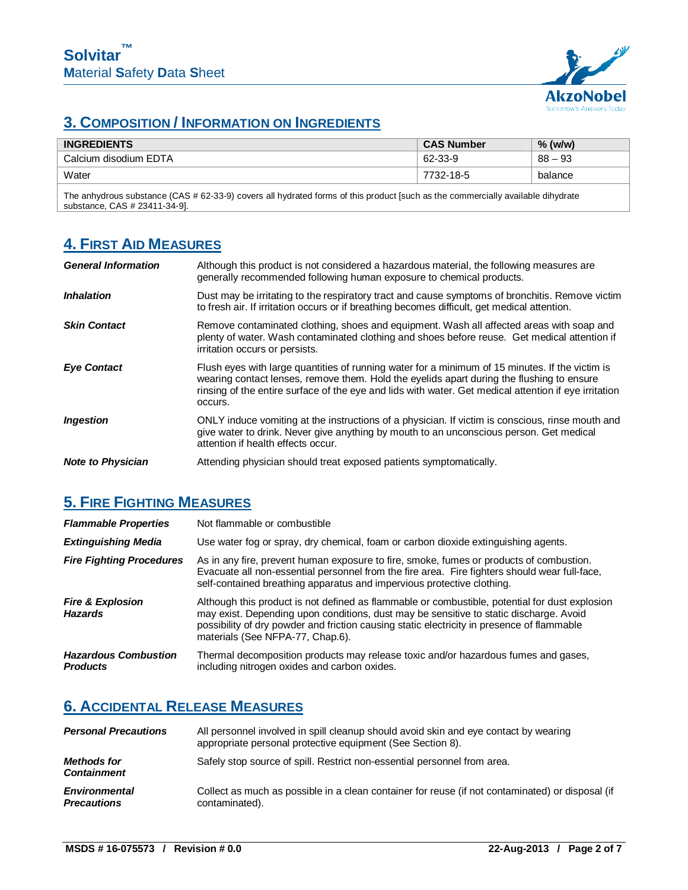## 3. Composition / Information on Ingredients

| INGREDIENTS | CAS Number | % (w/w) |
|---|---|---|
| Calcium disodium EDTA | 62-33-9 | 88 – 93 |
| Water | 7732-18-5 | balance |
| The anhydrous substance (CAS # 62-33-9) covers all hydrated forms of this product [such as the commercially available dihydrate substance, CAS # 23411-34-9]. | | |

## 4. First Aid Measures

**_General Information_** Although this product is not considered a hazardous material, the following measures are generally recommended following human exposure to chemical products.

**_Inhalation_** Dust may be irritating to the respiratory tract and cause symptoms of bronchitis. Remove victim to fresh air. If irritation occurs or if breathing becomes difficult, get medical attention.

**_Skin Contact_** Remove contaminated clothing, shoes and equipment. Wash all affected areas with soap and plenty of water. Wash contaminated clothing and shoes before reuse. Get medical attention if irritation occurs or persists.

**_Eye Contact_** Flush eyes with large quantities of running water for a minimum of 15 minutes. If the victim is wearing contact lenses, remove them. Hold the eyelids apart during the flushing to ensure rinsing of the entire surface of the eye and lids with water. Get medical attention if eye irritation occurs.

**_Ingestion_** ONLY induce vomiting at the instructions of a physician. If victim is conscious, rinse mouth and give water to drink. Never give anything by mouth to an unconscious person. Get medical attention if health effects occur.

**_Note to Physician_** Attending physician should treat exposed patients symptomatically.

## 5. Fire Fighting Measures

**_Flammable Properties_** Not flammable or combustible

**_Extinguishing Media_** Use water fog or spray, dry chemical, foam or carbon dioxide extinguishing agents.

**_Fire Fighting Procedures_** As in any fire, prevent human exposure to fire, smoke, fumes or products of combustion. Evacuate all non-essential personnel from the fire area. Fire fighters should wear full-face, self-contained breathing apparatus and impervious protective clothing.

**_Fire & Explosion Hazards_** Although this product is not defined as flammable or combustible, potential for dust explosion may exist. Depending upon conditions, dust may be sensitive to static discharge. Avoid possibility of dry powder and friction causing static electricity in presence of flammable materials (See NFPA-77, Chap.6).

**_Hazardous Combustion Products_** Thermal decomposition products may release toxic and/or hazardous fumes and gases, including nitrogen oxides and carbon oxides.

## 6. Accidental Release Measures

**_Personal Precautions_** All personnel involved in spill cleanup should avoid skin and eye contact by wearing appropriate personal protective equipment (See Section 8).

**_Methods for Containment_** Safely stop source of spill. Restrict non-essential personnel from area.

**_Environmental Precautions_** Collect as much as possible in a clean container for reuse (if not contaminated) or disposal (if contaminated).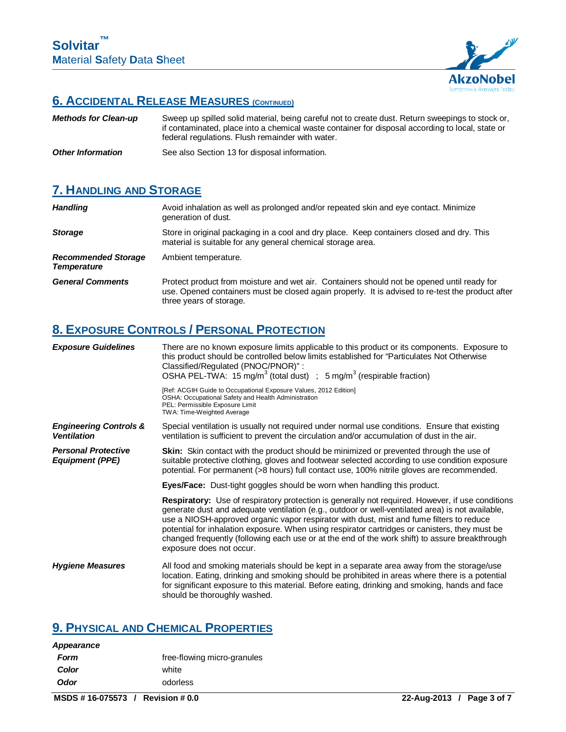## 6. ACCIDENTAL RELEASE MEASURES (CONTINUED)

***Methods for Clean-up*** Sweep up spilled solid material, being careful not to create dust. Return sweepings to stock or, if contaminated, place into a chemical waste container for disposal according to local, state or federal regulations. Flush remainder with water.

***Other Information*** See also Section 13 for disposal information.

## 7. HANDLING AND STORAGE

***Handling*** Avoid inhalation as well as prolonged and/or repeated skin and eye contact. Minimize generation of dust.

***Storage*** Store in original packaging in a cool and dry place. Keep containers closed and dry. This material is suitable for any general chemical storage area.

***Recommended Storage Temperature*** Ambient temperature.

***General Comments*** Protect product from moisture and wet air. Containers should not be opened until ready for use. Opened containers must be closed again properly. It is advised to re-test the product after three years of storage.

## 8. EXPOSURE CONTROLS / PERSONAL PROTECTION

***Exposure Guidelines*** There are no known exposure limits applicable to this product or its components. Exposure to this product should be controlled below limits established for "Particulates Not Otherwise Classified/Regulated (PNOC/PNOR)" :
OSHA PEL-TWA: 15 $mg/m^3$ (total dust) ; 5 $mg/m^3$ (respirable fraction)

[Ref: ACGIH Guide to Occupational Exposure Values, 2012 Edition]
OSHA: Occupational Safety and Health Administration
PEL: Permissible Exposure Limit
TWA: Time-Weighted Average

***Engineering Controls & Ventilation*** Special ventilation is usually not required under normal use conditions. Ensure that existing ventilation is sufficient to prevent the circulation and/or accumulation of dust in the air.

***Personal Protective Equipment (PPE)***

**Skin:** Skin contact with the product should be minimized or prevented through the use of suitable protective clothing, gloves and footwear selected according to use condition exposure potential. For permanent (>8 hours) full contact use, 100% nitrile gloves are recommended.

**Eyes/Face:** Dust-tight goggles should be worn when handling this product.

**Respiratory:** Use of respiratory protection is generally not required. However, if use conditions generate dust and adequate ventilation (e.g., outdoor or well-ventilated area) is not available, use a NIOSH-approved organic vapor respirator with dust, mist and fume filters to reduce potential for inhalation exposure. When using respirator cartridges or canisters, they must be changed frequently (following each use or at the end of the work shift) to assure breakthrough exposure does not occur.

***Hygiene Measures*** All food and smoking materials should be kept in a separate area away from the storage/use location. Eating, drinking and smoking should be prohibited in areas where there is a potential for significant exposure to this material. Before eating, drinking and smoking, hands and face should be thoroughly washed.

## 9. PHYSICAL AND CHEMICAL PROPERTIES

***Appearance***

***Form*** free-flowing micro-granules

***Color*** white

***Odor*** odorless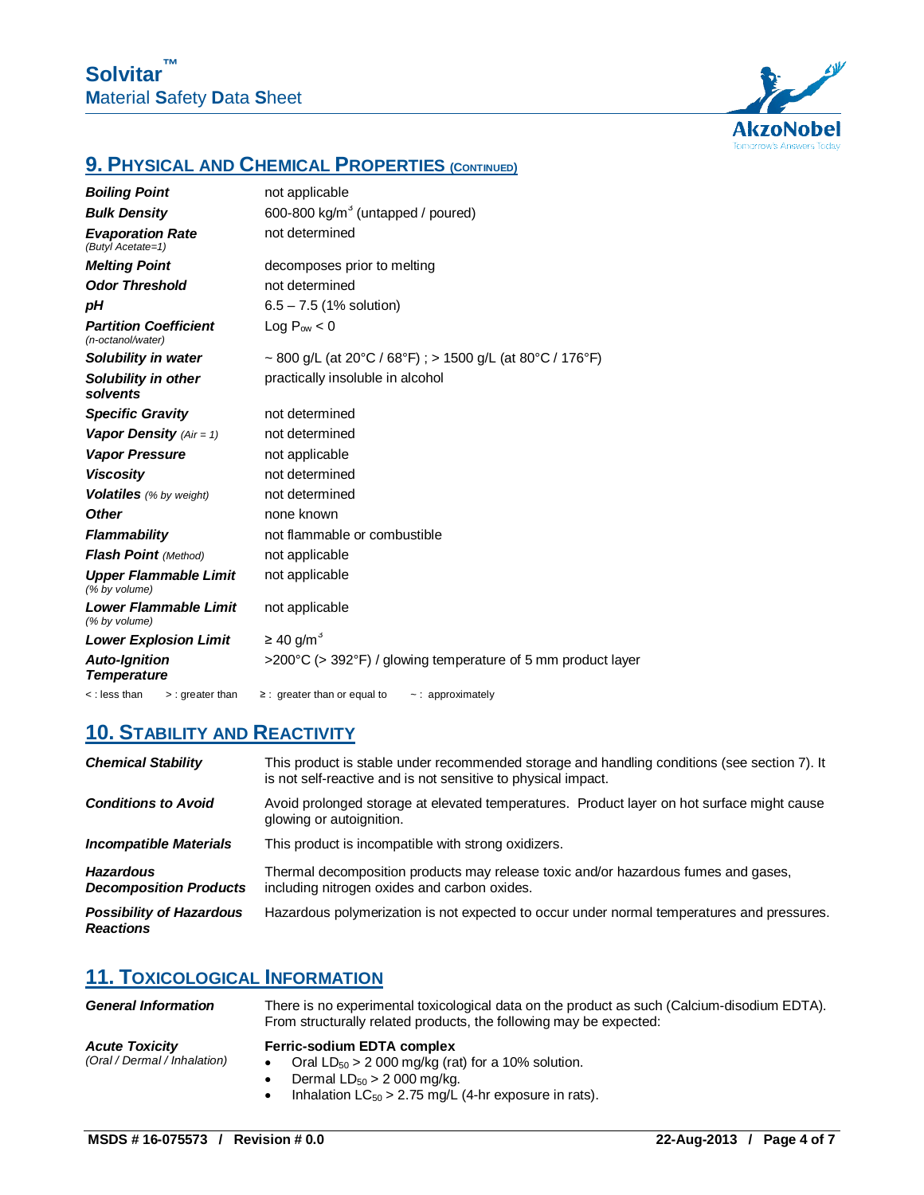## 9. PHYSICAL AND CHEMICAL PROPERTIES (CONTINUED)

| Property | Value |
|---|---|
| ***Boiling Point*** | not applicable |
| ***Bulk Density*** | 600-800 kg/m$^3$ (untapped / poured) |
| ***Evaporation Rate*** *(Butyl Acetate=1)* | not determined |
| ***Melting Point*** | decomposes prior to melting |
| ***Odor Threshold*** | not determined |
| ***pH*** | 6.5 – 7.5 (1% solution) |
| ***Partition Coefficient*** *(n-octanol/water)* | Log $P_{ow} < 0$ |
| ***Solubility in water*** | ~ 800 g/L (at 20°C / 68°F) ; > 1500 g/L (at 80°C / 176°F) |
| ***Solubility in other solvents*** | practically insoluble in alcohol |
| ***Specific Gravity*** | not determined |
| ***Vapor Density*** *(Air = 1)* | not determined |
| ***Vapor Pressure*** | not applicable |
| ***Viscosity*** | not determined |
| ***Volatiles*** *(% by weight)* | not determined |
| ***Other*** | none known |
| ***Flammability*** | not flammable or combustible |
| ***Flash Point*** *(Method)* | not applicable |
| ***Upper Flammable Limit*** *(% by volume)* | not applicable |
| ***Lower Flammable Limit*** *(% by volume)* | not applicable |
| ***Lower Explosion Limit*** | ≥ 40 g/m$^3$ |
| ***Auto-Ignition Temperature*** | >200°C (> 392°F) / glowing temperature of 5 mm product layer |

< : less than > : greater than ≥ : greater than or equal to ~ : approximately

## 10. STABILITY AND REACTIVITY

***Chemical Stability*** This product is stable under recommended storage and handling conditions (see section 7). It is not self-reactive and is not sensitive to physical impact.

***Conditions to Avoid*** Avoid prolonged storage at elevated temperatures. Product layer on hot surface might cause glowing or autoignition.

***Incompatible Materials*** This product is incompatible with strong oxidizers.

***Hazardous Decomposition Products*** Thermal decomposition products may release toxic and/or hazardous fumes and gases, including nitrogen oxides and carbon oxides.

***Possibility of Hazardous Reactions*** Hazardous polymerization is not expected to occur under normal temperatures and pressures.

## 11. TOXICOLOGICAL INFORMATION

***General Information*** There is no experimental toxicological data on the product as such (Calcium-disodium EDTA). From structurally related products, the following may be expected:

***Acute Toxicity*** *(Oral / Dermal / Inhalation)*

**Ferric-sodium EDTA complex**

- Oral $LD_{50}$ > 2 000 mg/kg (rat) for a 10% solution.
- Dermal $LD_{50}$ > 2 000 mg/kg.
- Inhalation $LC_{50}$ > 2.75 mg/L (4-hr exposure in rats).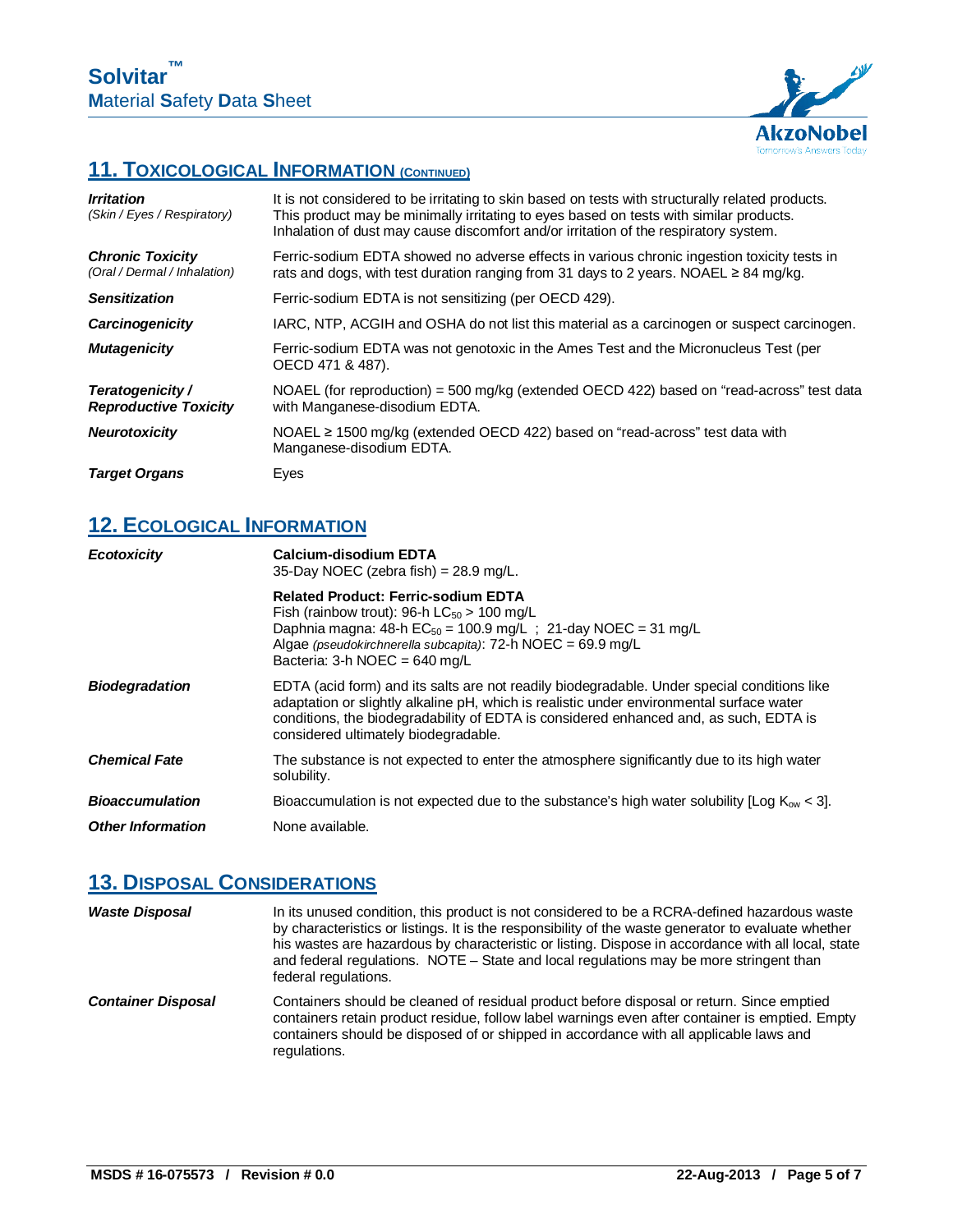## 11. Toxicological Information (Continued)

| | |
|---|---|
| ***Irritation*** *(Skin / Eyes / Respiratory)* | It is not considered to be irritating to skin based on tests with structurally related products. This product may be minimally irritating to eyes based on tests with similar products. Inhalation of dust may cause discomfort and/or irritation of the respiratory system. |
| ***Chronic Toxicity*** *(Oral / Dermal / Inhalation)* | Ferric-sodium EDTA showed no adverse effects in various chronic ingestion toxicity tests in rats and dogs, with test duration ranging from 31 days to 2 years. NOAEL ≥ 84 mg/kg. |
| ***Sensitization*** | Ferric-sodium EDTA is not sensitizing (per OECD 429). |
| ***Carcinogenicity*** | IARC, NTP, ACGIH and OSHA do not list this material as a carcinogen or suspect carcinogen. |
| ***Mutagenicity*** | Ferric-sodium EDTA was not genotoxic in the Ames Test and the Micronucleus Test (per OECD 471 & 487). |
| ***Teratogenicity / Reproductive Toxicity*** | NOAEL (for reproduction) = 500 mg/kg (extended OECD 422) based on "read-across" test data with Manganese-disodium EDTA. |
| ***Neurotoxicity*** | NOAEL ≥ 1500 mg/kg (extended OECD 422) based on "read-across" test data with Manganese-disodium EDTA. |
| ***Target Organs*** | Eyes |

## 12. Ecological Information

| | |
|---|---|
| ***Ecotoxicity*** | **Calcium-disodium EDTA**<br>35-Day NOEC (zebra fish) = 28.9 mg/L. |
| | **Related Product: Ferric-sodium EDTA**<br>Fish (rainbow trout): 96-h $LC_{50}$ > 100 mg/L<br>Daphnia magna: 48-h $EC_{50}$ = 100.9 mg/L ; 21-day NOEC = 31 mg/L<br>Algae *(pseudokirchnerella subcapita)*: 72-h NOEC = 69.9 mg/L<br>Bacteria: 3-h NOEC = 640 mg/L |
| ***Biodegradation*** | EDTA (acid form) and its salts are not readily biodegradable. Under special conditions like adaptation or slightly alkaline pH, which is realistic under environmental surface water conditions, the biodegradability of EDTA is considered enhanced and, as such, EDTA is considered ultimately biodegradable. |
| ***Chemical Fate*** | The substance is not expected to enter the atmosphere significantly due to its high water solubility. |
| ***Bioaccumulation*** | Bioaccumulation is not expected due to the substance's high water solubility [Log $K_{ow}$ < 3]. |
| ***Other Information*** | None available. |

## 13. Disposal Considerations

| | |
|---|---|
| ***Waste Disposal*** | In its unused condition, this product is not considered to be a RCRA-defined hazardous waste by characteristics or listings. It is the responsibility of the waste generator to evaluate whether his wastes are hazardous by characteristic or listing. Dispose in accordance with all local, state and federal regulations. NOTE – State and local regulations may be more stringent than federal regulations. |
| ***Container Disposal*** | Containers should be cleaned of residual product before disposal or return. Since emptied containers retain product residue, follow label warnings even after container is emptied. Empty containers should be disposed of or shipped in accordance with all applicable laws and regulations. |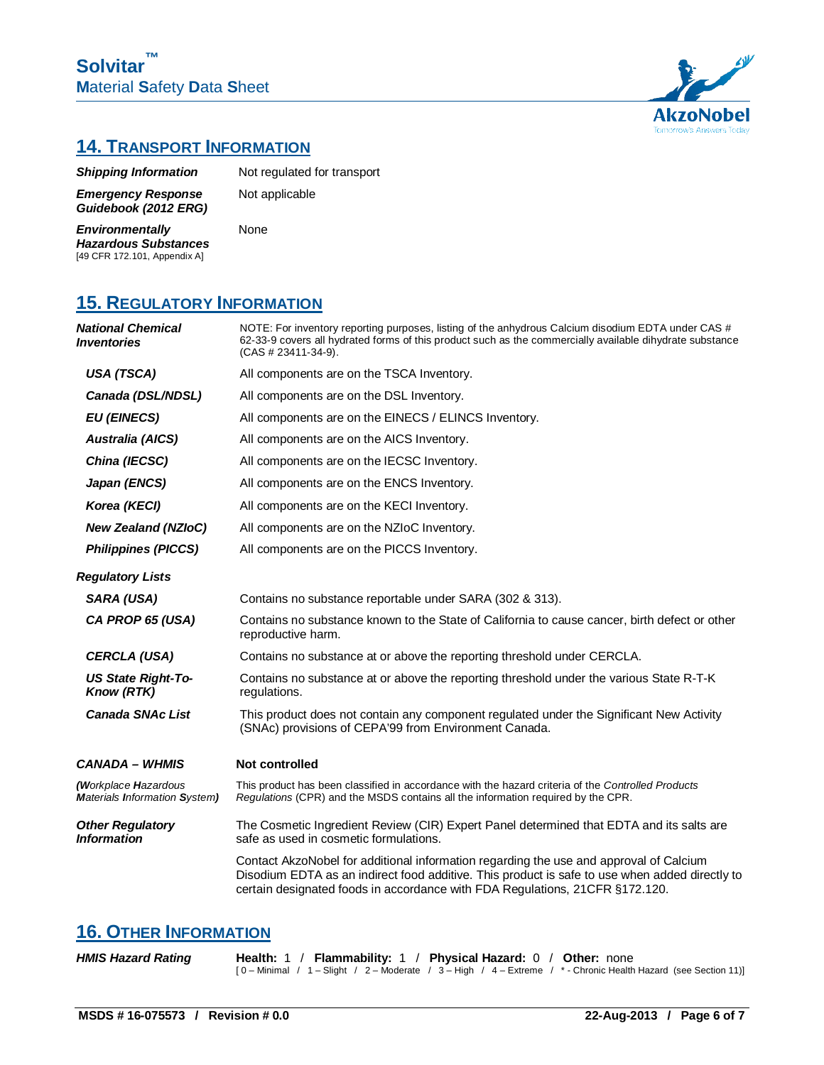## 14. TRANSPORT INFORMATION

| | |
|---|---|
| ***Shipping Information*** | Not regulated for transport |
| ***Emergency Response Guidebook (2012 ERG)*** | Not applicable |
| ***Environmentally Hazardous Substances*** [49 CFR 172.101, Appendix A] | None |

## 15. REGULATORY INFORMATION

***National Chemical Inventories***

NOTE: For inventory reporting purposes, listing of the anhydrous Calcium disodium EDTA under CAS # 62-33-9 covers all hydrated forms of this product such as the commercially available dihydrate substance (CAS # 23411-34-9).

| | |
|---|---|
| ***USA (TSCA)*** | All components are on the TSCA Inventory. |
| ***Canada (DSL/NDSL)*** | All components are on the DSL Inventory. |
| ***EU (EINECS)*** | All components are on the EINECS / ELINCS Inventory. |
| ***Australia (AICS)*** | All components are on the AICS Inventory. |
| ***China (IECSC)*** | All components are on the IECSC Inventory. |
| ***Japan (ENCS)*** | All components are on the ENCS Inventory. |
| ***Korea (KECI)*** | All components are on the KECI Inventory. |
| ***New Zealand (NZIoC)*** | All components are on the NZIoC Inventory. |
| ***Philippines (PICCS)*** | All components are on the PICCS Inventory. |

***Regulatory Lists***

| | |
|---|---|
| ***SARA (USA)*** | Contains no substance reportable under SARA (302 & 313). |
| ***CA PROP 65 (USA)*** | Contains no substance known to the State of California to cause cancer, birth defect or other reproductive harm. |
| ***CERCLA (USA)*** | Contains no substance at or above the reporting threshold under CERCLA. |
| ***US State Right-To-Know (RTK)*** | Contains no substance at or above the reporting threshold under the various State R-T-K regulations. |
| ***Canada SNAc List*** | This product does not contain any component regulated under the Significant New Activity (SNAc) provisions of CEPA'99 from Environment Canada. |

| | |
|---|---|
| ***CANADA – WHMIS*** | **Not controlled** |
| ***(Workplace Hazardous Materials Information System)*** | This product has been classified in accordance with the hazard criteria of the *Controlled Products Regulations* (CPR) and the MSDS contains all the information required by the CPR. |
| ***Other Regulatory Information*** | The Cosmetic Ingredient Review (CIR) Expert Panel determined that EDTA and its salts are safe as used in cosmetic formulations. |
| | Contact AkzoNobel for additional information regarding the use and approval of Calcium Disodium EDTA as an indirect food additive. This product is safe to use when added directly to certain designated foods in accordance with FDA Regulations, 21CFR §172.120. |

## 16. OTHER INFORMATION

***HMIS Hazard Rating*** **Health:** 1 / **Flammability:** 1 / **Physical Hazard:** 0 / **Other:** none

[ 0 – Minimal / 1 – Slight / 2 – Moderate / 3 – High / 4 – Extreme / * - Chronic Health Hazard (see Section 11)]

**MSDS # 16-075573 / Revision # 0.0** **22-Aug-2013**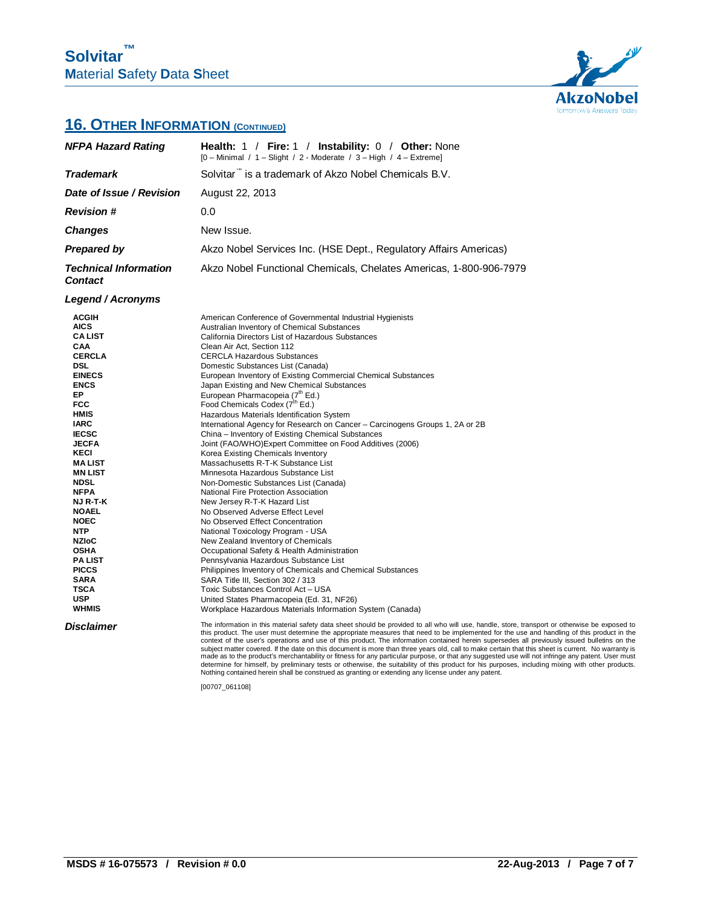## 16. OTHER INFORMATION (CONTINUED)

| | |
|---|---|
| ***NFPA Hazard Rating*** | **Health:** 1 / **Fire:** 1 / **Instability:** 0 / **Other:** None<br>[0 – Minimal / 1 – Slight / 2 - Moderate / 3 – High / 4 – Extreme] |
| ***Trademark*** | Solvitar™ is a trademark of Akzo Nobel Chemicals B.V. |
| ***Date of Issue / Revision*** | August 22, 2013 |
| ***Revision #*** | 0.0 |
| ***Changes*** | New Issue. |
| ***Prepared by*** | Akzo Nobel Services Inc. (HSE Dept., Regulatory Affairs Americas) |
| ***Technical Information Contact*** | Akzo Nobel Functional Chemicals, Chelates Americas, 1-800-906-7979 |

***Legend / Acronyms***

| | |
|---|---|
| **ACGIH** | American Conference of Governmental Industrial Hygienists |
| **AICS** | Australian Inventory of Chemical Substances |
| **CA LIST** | California Directors List of Hazardous Substances |
| **CAA** | Clean Air Act, Section 112 |
| **CERCLA** | CERCLA Hazardous Substances |
| **DSL** | Domestic Substances List (Canada) |
| **EINECS** | European Inventory of Existing Commercial Chemical Substances |
| **ENCS** | Japan Existing and New Chemical Substances |
| **EP** | European Pharmacopeia (7th Ed.) |
| **FCC** | Food Chemicals Codex (7th Ed.) |
| **HMIS** | Hazardous Materials Identification System |
| **IARC** | International Agency for Research on Cancer – Carcinogens Groups 1, 2A or 2B |
| **IECSC** | China – Inventory of Existing Chemical Substances |
| **JECFA** | Joint (FAO/WHO)Expert Committee on Food Additives (2006) |
| **KECI** | Korea Existing Chemicals Inventory |
| **MA LIST** | Massachusetts R-T-K Substance List |
| **MN LIST** | Minnesota Hazardous Substance List |
| **NDSL** | Non-Domestic Substances List (Canada) |
| **NFPA** | National Fire Protection Association |
| **NJ R-T-K** | New Jersey R-T-K Hazard List |
| **NOAEL** | No Observed Adverse Effect Level |
| **NOEC** | No Observed Effect Concentration |
| **NTP** | National Toxicology Program - USA |
| **NZIoC** | New Zealand Inventory of Chemicals |
| **OSHA** | Occupational Safety & Health Administration |
| **PA LIST** | Pennsylvania Hazardous Substance List |
| **PICCS** | Philippines Inventory of Chemicals and Chemical Substances |
| **SARA** | SARA Title III, Section 302 / 313 |
| **TSCA** | Toxic Substances Control Act – USA |
| **USP** | United States Pharmacopeia (Ed. 31, NF26) |
| **WHMIS** | Workplace Hazardous Materials Information System (Canada) |

***Disclaimer***

The information in this material safety data sheet should be provided to all who will use, handle, store, transport or otherwise be exposed to this product. The user must determine the appropriate measures that need to be implemented for the use and handling of this product in the context of the user's operations and use of this product. The information contained herein supersedes all previously issued bulletins on the subject matter covered. If the date on this document is more than three years old, call to make certain that this sheet is current. No warranty is made as to the product's merchantability or fitness for any particular purpose, or that any suggested use will not infringe any patent. User must determine for himself, by preliminary tests or otherwise, the suitability of this product for his purposes, including mixing with other products. Nothing contained herein shall be construed as granting or extending any license under any patent.

[00707_061108]